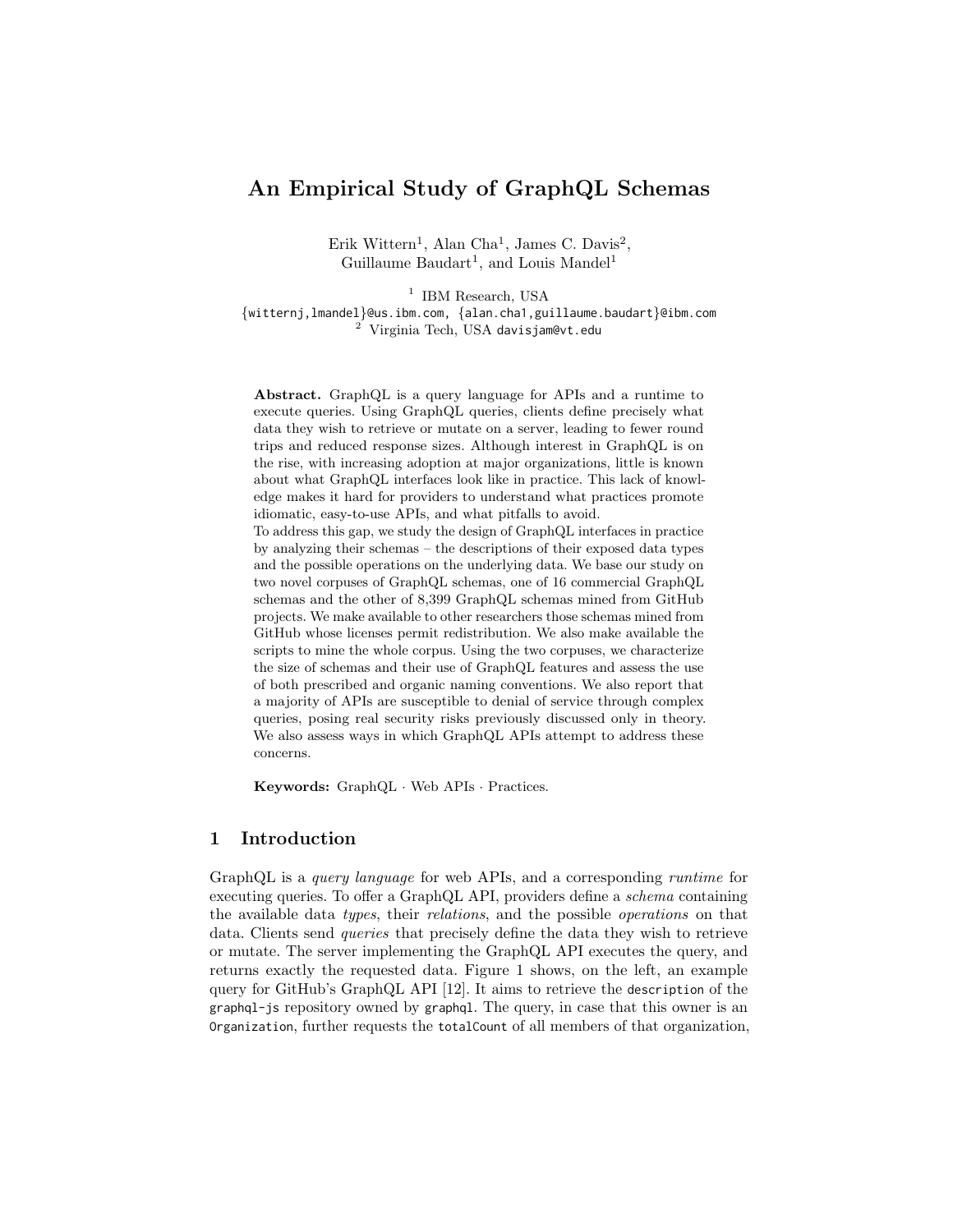# An Empirical Study of GraphQL Schemas

Erik Wittern[1], Alan Cha[1], James C. Davis[2], Guillaume Baudart[1], and Louis Mandel[1]

[1] IBM Research, USA
{witternj,lmandel}@us.ibm.com, {alan.cha1,guillaume.baudart}@ibm.com
[2] Virginia Tech, USA davisjam@vt.edu

**Abstract.** GraphQL is a query language for APIs and a runtime to execute queries. Using GraphQL queries, clients define precisely what data they wish to retrieve or mutate on a server, leading to fewer round trips and reduced response sizes. Although interest in GraphQL is on the rise, with increasing adoption at major organizations, little is known about what GraphQL interfaces look like in practice. This lack of knowledge makes it hard for providers to understand what practices promote idiomatic, easy-to-use APIs, and what pitfalls to avoid.
To address this gap, we study the design of GraphQL interfaces in practice by analyzing their schemas – the descriptions of their exposed data types and the possible operations on the underlying data. We base our study on two novel corpuses of GraphQL schemas, one of 16 commercial GraphQL schemas and the other of 8,399 GraphQL schemas mined from GitHub projects. We make available to other researchers those schemas mined from GitHub whose licenses permit redistribution. We also make available the scripts to mine the whole corpus. Using the two corpuses, we characterize the size of schemas and their use of GraphQL features and assess the use of both prescribed and organic naming conventions. We also report that a majority of APIs are susceptible to denial of service through complex queries, posing real security risks previously discussed only in theory. We also assess ways in which GraphQL APIs attempt to address these concerns.

**Keywords:** GraphQL · Web APIs · Practices.

## 1 Introduction

GraphQL is a *query language* for web APIs, and a corresponding *runtime* for executing queries. To offer a GraphQL API, providers define a *schema* containing the available data *types*, their *relations*, and the possible *operations* on that data. Clients send *queries* that precisely define the data they wish to retrieve or mutate. The server implementing the GraphQL API executes the query, and returns exactly the requested data. Figure 1 shows, on the left, an example query for GitHub's GraphQL API [12]. It aims to retrieve the `description` of the `graphql-js` repository owned by `graphql`. The query, in case that this owner is an `Organization`, further requests the `totalCount` of all members of that organization,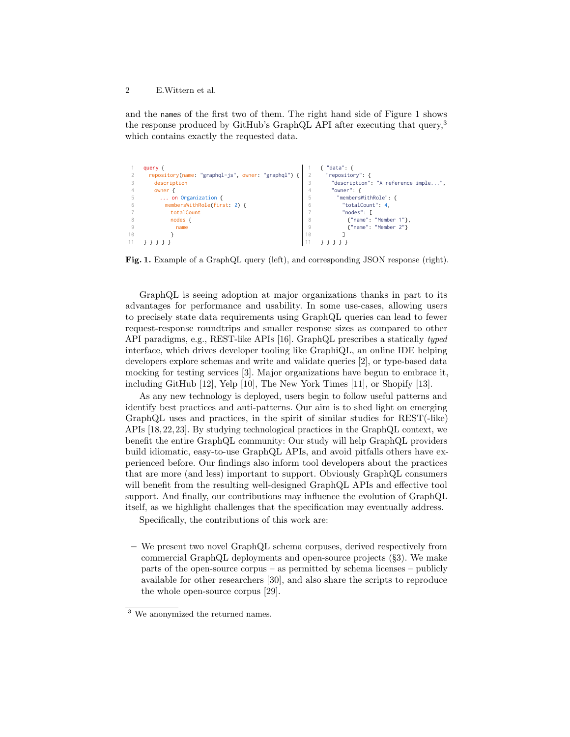and the names of the first two of them. The right hand side of Figure 1 shows the response produced by GitHub's GraphQL API after executing that query,[3] which contains exactly the requested data.

```graphql
query {
  repository(name: "graphql-js", owner: "graphql") {
    description
    owner {
      ... on Organization {
        membersWithRole(first: 2) {
          totalCount
          nodes {
            name
          }
} } } } }
```

```json
{ "data": {
  "repository": {
    "description": "A reference imple...",
    "owner": {
      "membersWithRole": {
        "totalCount": 4,
        "nodes": [
          {"name": "Member 1"},
          {"name": "Member 2"}
        ]
} } } } }
```

**Fig. 1.** Example of a GraphQL query (left), and corresponding JSON response (right).

GraphQL is seeing adoption at major organizations thanks in part to its advantages for performance and usability. In some use-cases, allowing users to precisely state data requirements using GraphQL queries can lead to fewer request-response roundtrips and smaller response sizes as compared to other API paradigms, e.g., REST-like APIs [16]. GraphQL prescribes a statically *typed* interface, which drives developer tooling like GraphiQL, an online IDE helping developers explore schemas and write and validate queries [2], or type-based data mocking for testing services [3]. Major organizations have begun to embrace it, including GitHub [12], Yelp [10], The New York Times [11], or Shopify [13].

As any new technology is deployed, users begin to follow useful patterns and identify best practices and anti-patterns. Our aim is to shed light on emerging GraphQL uses and practices, in the spirit of similar studies for REST(-like) APIs [18, 22, 23]. By studying technological practices in the GraphQL context, we benefit the entire GraphQL community: Our study will help GraphQL providers build idiomatic, easy-to-use GraphQL APIs, and avoid pitfalls others have experienced before. Our findings also inform tool developers about the practices that are more (and less) important to support. Obviously GraphQL consumers will benefit from the resulting well-designed GraphQL APIs and effective tool support. And finally, our contributions may influence the evolution of GraphQL itself, as we highlight challenges that the specification may eventually address.

Specifically, the contributions of this work are:

- We present two novel GraphQL schema corpuses, derived respectively from commercial GraphQL deployments and open-source projects (§3). We make parts of the open-source corpus – as permitted by schema licenses – publicly available for other researchers [30], and also share the scripts to reproduce the whole open-source corpus [29].

[3] We anonymized the returned names.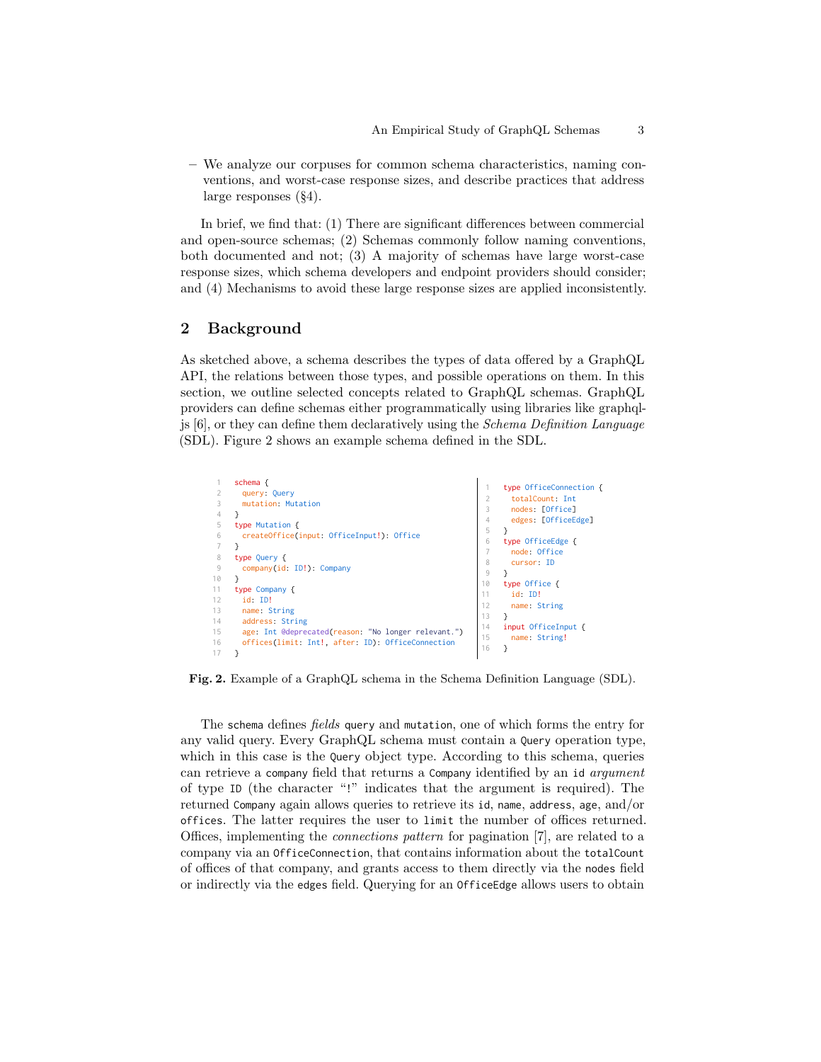– We analyze our corpuses for common schema characteristics, naming conventions, and worst-case response sizes, and describe practices that address large responses (§4).

In brief, we find that: (1) There are significant differences between commercial and open-source schemas; (2) Schemas commonly follow naming conventions, both documented and not; (3) A majority of schemas have large worst-case response sizes, which schema developers and endpoint providers should consider; and (4) Mechanisms to avoid these large response sizes are applied inconsistently.

## 2 Background

As sketched above, a schema describes the types of data offered by a GraphQL API, the relations between those types, and possible operations on them. In this section, we outline selected concepts related to GraphQL schemas. GraphQL providers can define schemas either programmatically using libraries like graphql-js [6], or they can define them declaratively using the *Schema Definition Language* (SDL). Figure 2 shows an example schema defined in the SDL.

```
1   schema {
2     query: Query
3     mutation: Mutation
4   }
5   type Mutation {
6     createOffice(input: OfficeInput!): Office
7   }
8   type Query {
9     company(id: ID!): Company
10  }
11  type Company {
12    id: ID!
13    name: String
14    address: String
15    age: Int @deprecated(reason: "No longer relevant.")
16    offices(limit: Int!, after: ID): OfficeConnection
17  }
```

```
1   type OfficeConnection {
2     totalCount: Int
3     nodes: [Office]
4     edges: [OfficeEdge]
5   }
6   type OfficeEdge {
7     node: Office
8     cursor: ID
9   }
10  type Office {
11    id: ID!
12    name: String
13  }
14  input OfficeInput {
15    name: String!
16  }
```

**Fig. 2.** Example of a GraphQL schema in the Schema Definition Language (SDL).

The `schema` defines *fields* `query` and `mutation`, one of which forms the entry for any valid query. Every GraphQL schema must contain a `Query` operation type, which in this case is the `Query` object type. According to this schema, queries can retrieve a `company` field that returns a `Company` identified by an `id` *argument* of type `ID` (the character "!" indicates that the argument is required). The returned `Company` again allows queries to retrieve its `id`, `name`, `address`, `age`, and/or `offices`. The latter requires the user to `limit` the number of offices returned. Offices, implementing the *connections pattern* for pagination [7], are related to a company via an `OfficeConnection`, that contains information about the `totalCount` of offices of that company, and grants access to them directly via the `nodes` field or indirectly via the `edges` field. Querying for an `OfficeEdge` allows users to obtain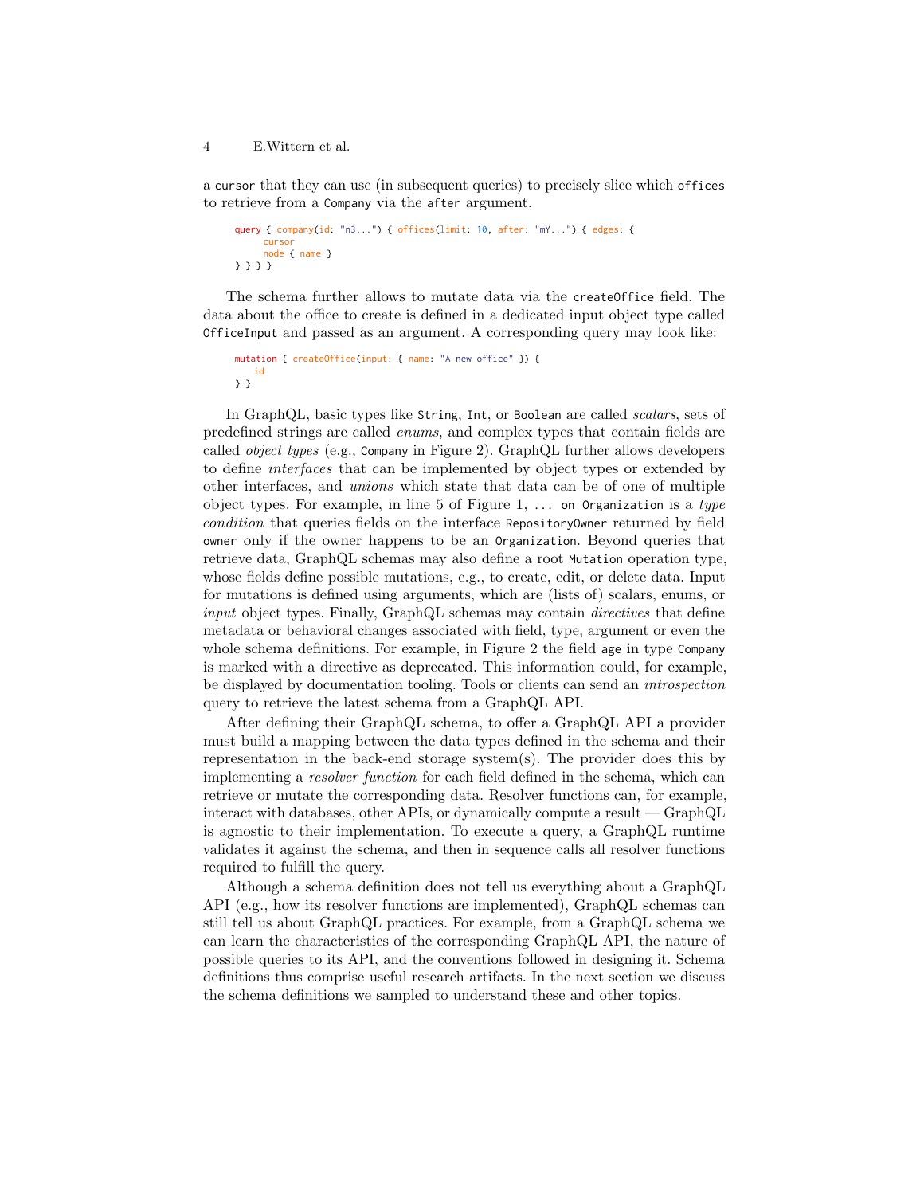a `cursor` that they can use (in subsequent queries) to precisely slice which `offices` to retrieve from a `Company` via the `after` argument.

```
query { company(id: "n3...") { offices(limit: 10, after: "mY...") { edges: {
    cursor
    node { name }
} } } }
```

The schema further allows to mutate data via the `createOffice` field. The data about the office to create is defined in a dedicated input object type called `OfficeInput` and passed as an argument. A corresponding query may look like:

```
mutation { createOffice(input: { name: "A new office" }) {
  id
} }
```

In GraphQL, basic types like `String`, `Int`, or `Boolean` are called *scalars*, sets of predefined strings are called *enums*, and complex types that contain fields are called *object types* (e.g., `Company` in Figure 2). GraphQL further allows developers to define *interfaces* that can be implemented by object types or extended by other interfaces, and *unions* which state that data can be of one of multiple object types. For example, in line 5 of Figure 1, `... on Organization` is a *type condition* that queries fields on the interface `RepositoryOwner` returned by field `owner` only if the owner happens to be an `Organization`. Beyond queries that retrieve data, GraphQL schemas may also define a root `Mutation` operation type, whose fields define possible mutations, e.g., to create, edit, or delete data. Input for mutations is defined using arguments, which are (lists of) scalars, enums, or *input* object types. Finally, GraphQL schemas may contain *directives* that define metadata or behavioral changes associated with field, type, argument or even the whole schema definitions. For example, in Figure 2 the field `age` in type `Company` is marked with a directive as deprecated. This information could, for example, be displayed by documentation tooling. Tools or clients can send an *introspection* query to retrieve the latest schema from a GraphQL API.

After defining their GraphQL schema, to offer a GraphQL API a provider must build a mapping between the data types defined in the schema and their representation in the back-end storage system(s). The provider does this by implementing a *resolver function* for each field defined in the schema, which can retrieve or mutate the corresponding data. Resolver functions can, for example, interact with databases, other APIs, or dynamically compute a result — GraphQL is agnostic to their implementation. To execute a query, a GraphQL runtime validates it against the schema, and then in sequence calls all resolver functions required to fulfill the query.

Although a schema definition does not tell us everything about a GraphQL API (e.g., how its resolver functions are implemented), GraphQL schemas can still tell us about GraphQL practices. For example, from a GraphQL schema we can learn the characteristics of the corresponding GraphQL API, the nature of possible queries to its API, and the conventions followed in designing it. Schema definitions thus comprise useful research artifacts. In the next section we discuss the schema definitions we sampled to understand these and other topics.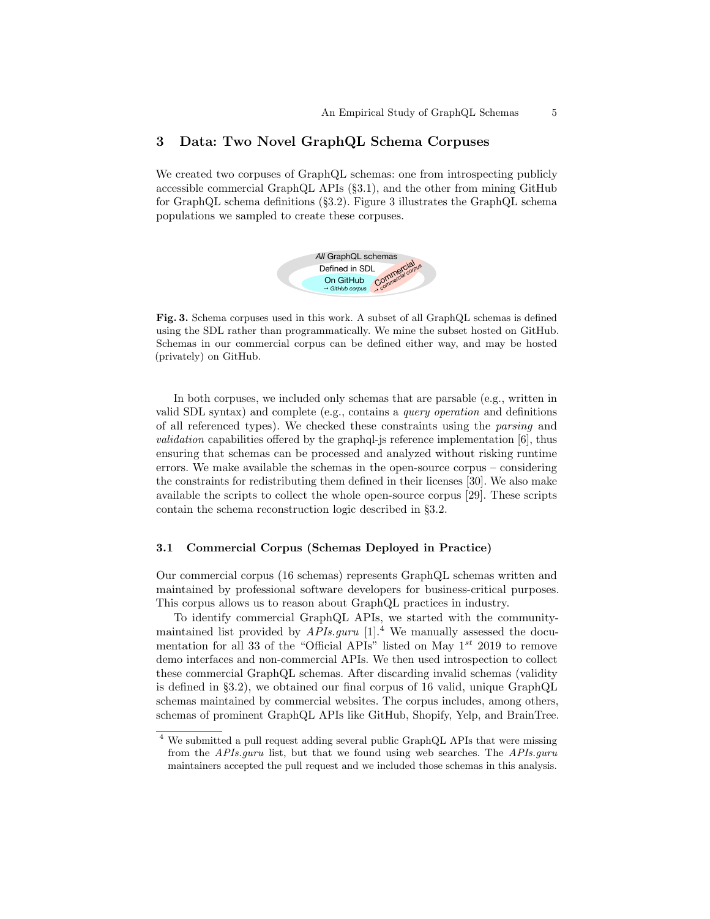## 3 Data: Two Novel GraphQL Schema Corpuses

We created two corpuses of GraphQL schemas: one from introspecting publicly accessible commercial GraphQL APIs (§3.1), and the other from mining GitHub for GraphQL schema definitions (§3.2). Figure 3 illustrates the GraphQL schema populations we sampled to create these corpuses.

**Fig. 3.** Schema corpuses used in this work. A subset of all GraphQL schemas is defined using the SDL rather than programmatically. We mine the subset hosted on GitHub. Schemas in our commercial corpus can be defined either way, and may be hosted (privately) on GitHub.

In both corpuses, we included only schemas that are parsable (e.g., written in valid SDL syntax) and complete (e.g., contains a *query operation* and definitions of all referenced types). We checked these constraints using the *parsing* and *validation* capabilities offered by the graphql-js reference implementation [6], thus ensuring that schemas can be processed and analyzed without risking runtime errors. We make available the schemas in the open-source corpus – considering the constraints for redistributing them defined in their licenses [30]. We also make available the scripts to collect the whole open-source corpus [29]. These scripts contain the schema reconstruction logic described in §3.2.

### 3.1 Commercial Corpus (Schemas Deployed in Practice)

Our commercial corpus (16 schemas) represents GraphQL schemas written and maintained by professional software developers for business-critical purposes. This corpus allows us to reason about GraphQL practices in industry.

To identify commercial GraphQL APIs, we started with the community-maintained list provided by *APIs.guru* [1].[4] We manually assessed the documentation for all 33 of the "Official APIs" listed on May 1$^{st}$ 2019 to remove demo interfaces and non-commercial APIs. We then used introspection to collect these commercial GraphQL schemas. After discarding invalid schemas (validity is defined in §3.2), we obtained our final corpus of 16 valid, unique GraphQL schemas maintained by commercial websites. The corpus includes, among others, schemas of prominent GraphQL APIs like GitHub, Shopify, Yelp, and BrainTree.

[4] We submitted a pull request adding several public GraphQL APIs that were missing from the *APIs.guru* list, but that we found using web searches. The *APIs.guru* maintainers accepted the pull request and we included those schemas in this analysis.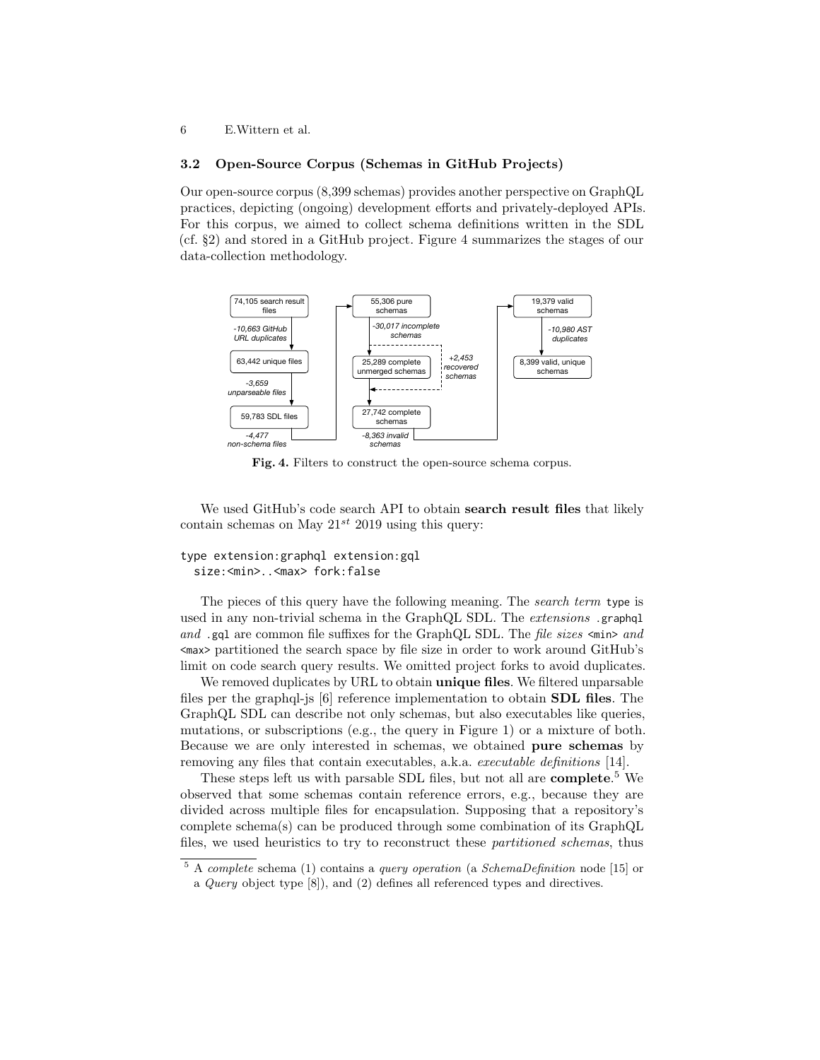### 3.2 Open-Source Corpus (Schemas in GitHub Projects)

Our open-source corpus (8,399 schemas) provides another perspective on GraphQL practices, depicting (ongoing) development efforts and privately-deployed APIs. For this corpus, we aimed to collect schema definitions written in the SDL (cf. §2) and stored in a GitHub project. Figure 4 summarizes the stages of our data-collection methodology.

74,105 search result files → *-10,663 GitHub URL duplicates* → 63,442 unique files → *-3,659 unparseable files* → 59,783 SDL files → *-4,477 non-schema files* → 55,306 pure schemas → *-30,017 incomplete schemas* → 25,289 complete unmerged schemas → *+2,453 recovered schemas* → 27,742 complete schemas → *-8,363 invalid schemas* → 19,379 valid schemas → *-10,980 AST duplicates* → 8,399 valid, unique schemas

**Fig. 4.** Filters to construct the open-source schema corpus.

We used GitHub's code search API to obtain **search result files** that likely contain schemas on May $21^{st}$ 2019 using this query:

```
type extension:graphql extension:gql
  size:<min>..<max> fork:false
```

The pieces of this query have the following meaning. The *search term* `type` is used in any non-trivial schema in the GraphQL SDL. The *extensions* `.graphql` *and* `.gql` are common file suffixes for the GraphQL SDL. The *file sizes* `<min>` *and* `<max>` partitioned the search space by file size in order to work around GitHub's limit on code search query results. We omitted project forks to avoid duplicates.

We removed duplicates by URL to obtain **unique files**. We filtered unparsable files per the graphql-js [6] reference implementation to obtain **SDL files**. The GraphQL SDL can describe not only schemas, but also executables like queries, mutations, or subscriptions (e.g., the query in Figure 1) or a mixture of both. Because we are only interested in schemas, we obtained **pure schemas** by removing any files that contain executables, a.k.a. *executable definitions* [14].

These steps left us with parsable SDL files, but not all are **complete**.[5] We observed that some schemas contain reference errors, e.g., because they are divided across multiple files for encapsulation. Supposing that a repository's complete schema(s) can be produced through some combination of its GraphQL files, we used heuristics to try to reconstruct these *partitioned schemas*, thus

[5] A *complete* schema (1) contains a *query operation* (a *SchemaDefinition* node [15] or a *Query* object type [8]), and (2) defines all referenced types and directives.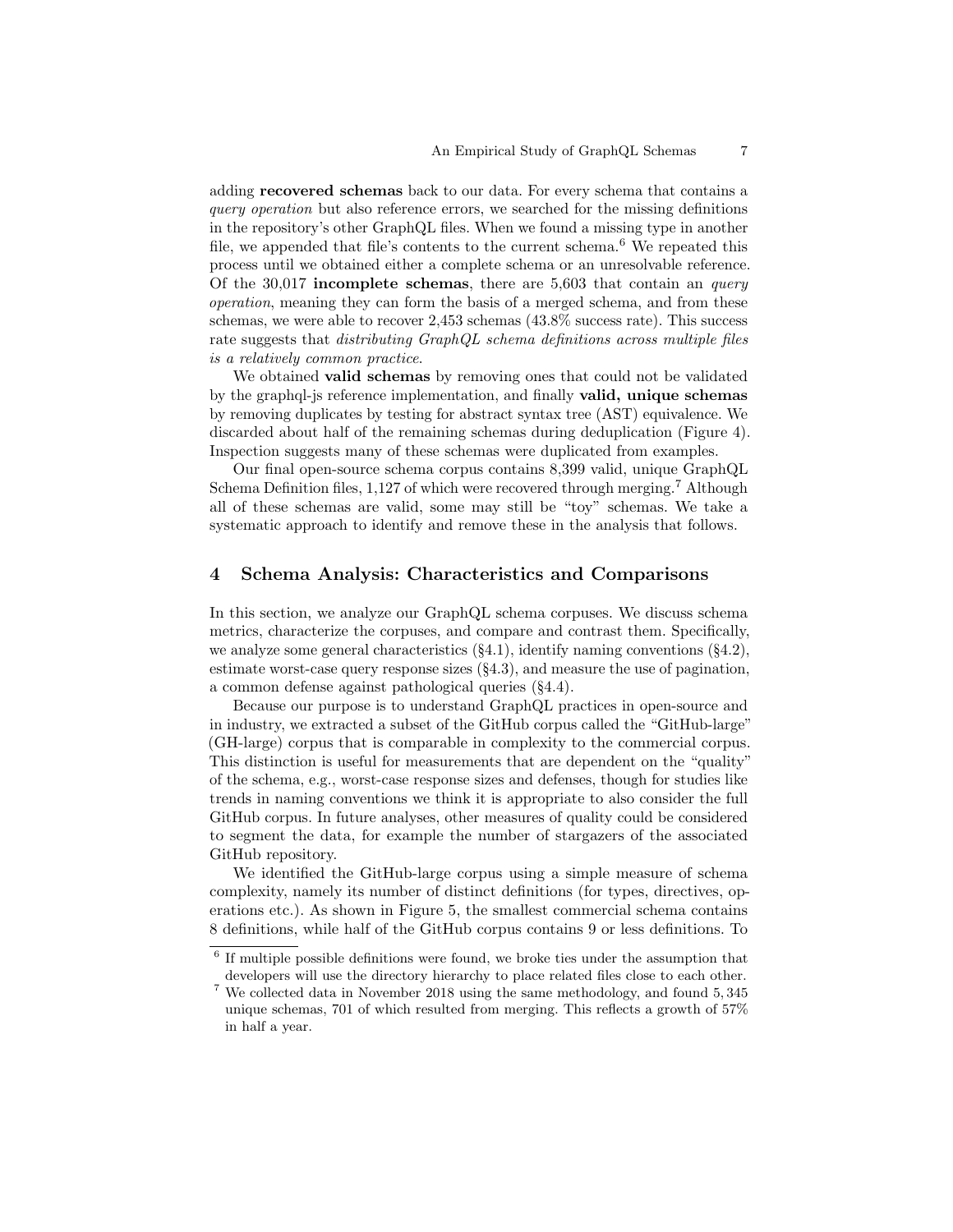adding **recovered schemas** back to our data. For every schema that contains a *query operation* but also reference errors, we searched for the missing definitions in the repository's other GraphQL files. When we found a missing type in another file, we appended that file's contents to the current schema.[6] We repeated this process until we obtained either a complete schema or an unresolvable reference. Of the 30,017 **incomplete schemas**, there are 5,603 that contain an *query operation*, meaning they can form the basis of a merged schema, and from these schemas, we were able to recover 2,453 schemas (43.8% success rate). This success rate suggests that *distributing GraphQL schema definitions across multiple files is a relatively common practice*.

We obtained **valid schemas** by removing ones that could not be validated by the graphql-js reference implementation, and finally **valid, unique schemas** by removing duplicates by testing for abstract syntax tree (AST) equivalence. We discarded about half of the remaining schemas during deduplication (Figure 4). Inspection suggests many of these schemas were duplicated from examples.

Our final open-source schema corpus contains 8,399 valid, unique GraphQL Schema Definition files, 1,127 of which were recovered through merging.[7] Although all of these schemas are valid, some may still be "toy" schemas. We take a systematic approach to identify and remove these in the analysis that follows.

## 4 Schema Analysis: Characteristics and Comparisons

In this section, we analyze our GraphQL schema corpuses. We discuss schema metrics, characterize the corpuses, and compare and contrast them. Specifically, we analyze some general characteristics (§4.1), identify naming conventions (§4.2), estimate worst-case query response sizes (§4.3), and measure the use of pagination, a common defense against pathological queries (§4.4).

Because our purpose is to understand GraphQL practices in open-source and in industry, we extracted a subset of the GitHub corpus called the "GitHub-large" (GH-large) corpus that is comparable in complexity to the commercial corpus. This distinction is useful for measurements that are dependent on the "quality" of the schema, e.g., worst-case response sizes and defenses, though for studies like trends in naming conventions we think it is appropriate to also consider the full GitHub corpus. In future analyses, other measures of quality could be considered to segment the data, for example the number of stargazers of the associated GitHub repository.

We identified the GitHub-large corpus using a simple measure of schema complexity, namely its number of distinct definitions (for types, directives, operations etc.). As shown in Figure 5, the smallest commercial schema contains 8 definitions, while half of the GitHub corpus contains 9 or less definitions. To

---

[6] If multiple possible definitions were found, we broke ties under the assumption that developers will use the directory hierarchy to place related files close to each other.

[7] We collected data in November 2018 using the same methodology, and found 5,345 unique schemas, 701 of which resulted from merging. This reflects a growth of 57% in half a year.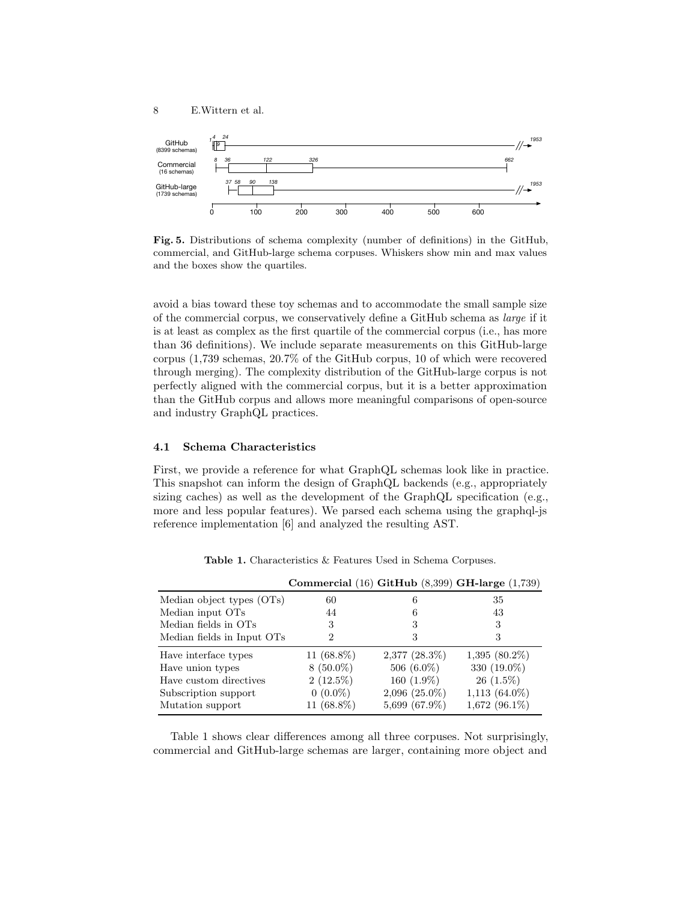**Fig. 5.** Distributions of schema complexity (number of definitions) in the GitHub, commercial, and GitHub-large schema corpuses. Whiskers show min and max values and the boxes show the quartiles.

avoid a bias toward these toy schemas and to accommodate the small sample size of the commercial corpus, we conservatively define a GitHub schema as *large* if it is at least as complex as the first quartile of the commercial corpus (i.e., has more than 36 definitions). We include separate measurements on this GitHub-large corpus (1,739 schemas, 20.7% of the GitHub corpus, 10 of which were recovered through merging). The complexity distribution of the GitHub-large corpus is not perfectly aligned with the commercial corpus, but it is a better approximation than the GitHub corpus and allows more meaningful comparisons of open-source and industry GraphQL practices.

### 4.1 Schema Characteristics

First, we provide a reference for what GraphQL schemas look like in practice. This snapshot can inform the design of GraphQL backends (e.g., appropriately sizing caches) as well as the development of the GraphQL specification (e.g., more and less popular features). We parsed each schema using the graphql-js reference implementation [6] and analyzed the resulting AST.

**Table 1.** Characteristics & Features Used in Schema Corpuses.

| | **Commercial** (16) | **GitHub** (8,399) | **GH-large** (1,739) |
|---|---|---|---|
| Median object types (OTs) | 60 | 6 | 35 |
| Median input OTs | 44 | 6 | 43 |
| Median fields in OTs | 3 | 3 | 3 |
| Median fields in Input OTs | 2 | 3 | 3 |
| Have interface types | 11 (68.8%) | 2,377 (28.3%) | 1,395 (80.2%) |
| Have union types | 8 (50.0%) | 506 (6.0%) | 330 (19.0%) |
| Have custom directives | 2 (12.5%) | 160 (1.9%) | 26 (1.5%) |
| Subscription support | 0 (0.0%) | 2,096 (25.0%) | 1,113 (64.0%) |
| Mutation support | 11 (68.8%) | 5,699 (67.9%) | 1,672 (96.1%) |

Table 1 shows clear differences among all three corpuses. Not surprisingly, commercial and GitHub-large schemas are larger, containing more object and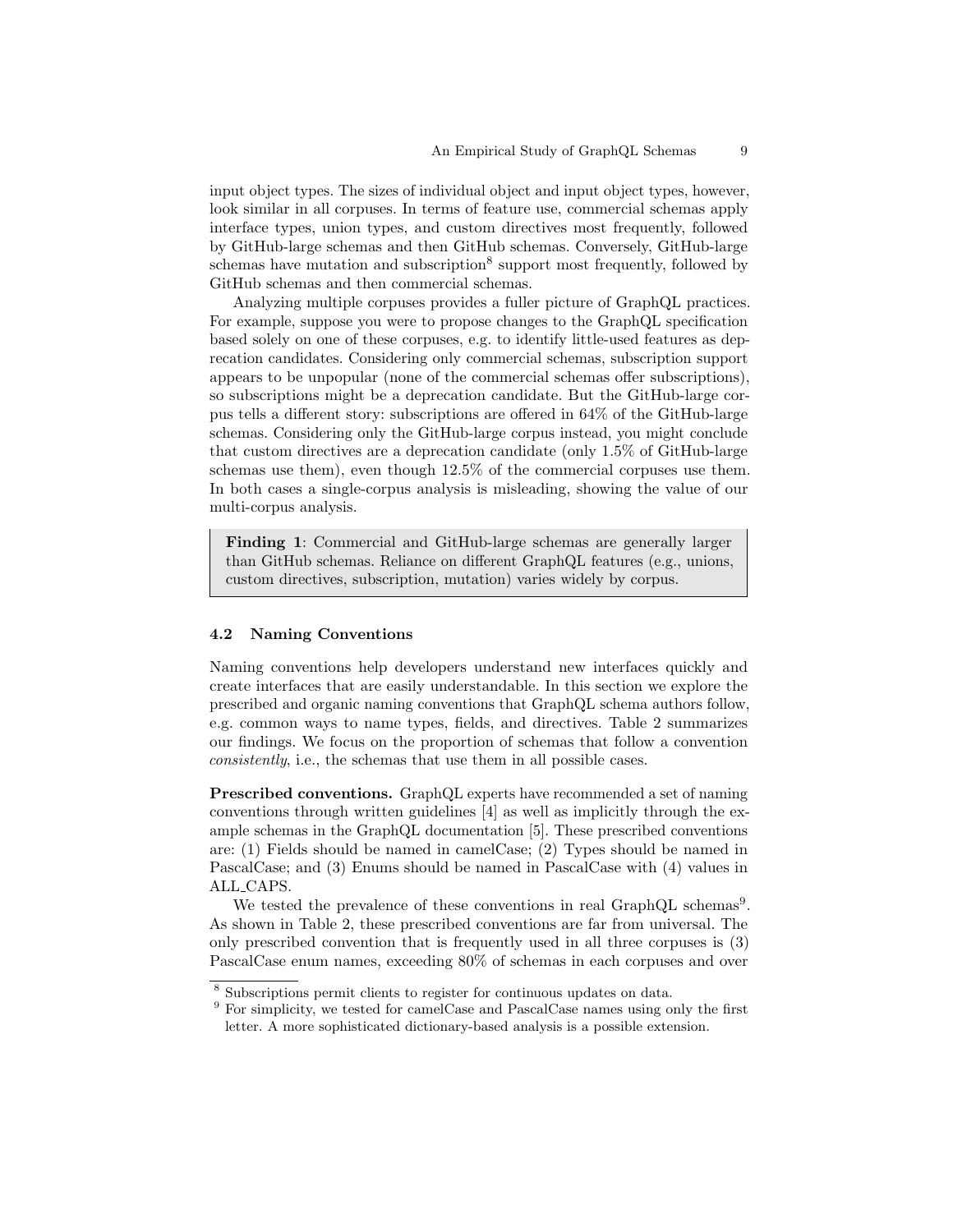input object types. The sizes of individual object and input object types, however, look similar in all corpuses. In terms of feature use, commercial schemas apply interface types, union types, and custom directives most frequently, followed by GitHub-large schemas and then GitHub schemas. Conversely, GitHub-large schemas have mutation and subscription[8] support most frequently, followed by GitHub schemas and then commercial schemas.

Analyzing multiple corpuses provides a fuller picture of GraphQL practices. For example, suppose you were to propose changes to the GraphQL specification based solely on one of these corpuses, e.g. to identify little-used features as deprecation candidates. Considering only commercial schemas, subscription support appears to be unpopular (none of the commercial schemas offer subscriptions), so subscriptions might be a deprecation candidate. But the GitHub-large corpus tells a different story: subscriptions are offered in 64% of the GitHub-large schemas. Considering only the GitHub-large corpus instead, you might conclude that custom directives are a deprecation candidate (only 1.5% of GitHub-large schemas use them), even though 12.5% of the commercial corpuses use them. In both cases a single-corpus analysis is misleading, showing the value of our multi-corpus analysis.

> **Finding 1**: Commercial and GitHub-large schemas are generally larger than GitHub schemas. Reliance on different GraphQL features (e.g., unions, custom directives, subscription, mutation) varies widely by corpus.

### 4.2 Naming Conventions

Naming conventions help developers understand new interfaces quickly and create interfaces that are easily understandable. In this section we explore the prescribed and organic naming conventions that GraphQL schema authors follow, e.g. common ways to name types, fields, and directives. Table 2 summarizes our findings. We focus on the proportion of schemas that follow a convention *consistently*, i.e., the schemas that use them in all possible cases.

**Prescribed conventions.** GraphQL experts have recommended a set of naming conventions through written guidelines [4] as well as implicitly through the example schemas in the GraphQL documentation [5]. These prescribed conventions are: (1) Fields should be named in camelCase; (2) Types should be named in PascalCase; and (3) Enums should be named in PascalCase with (4) values in ALL_CAPS.

We tested the prevalence of these conventions in real GraphQL schemas[9]. As shown in Table 2, these prescribed conventions are far from universal. The only prescribed convention that is frequently used in all three corpuses is (3) PascalCase enum names, exceeding 80% of schemas in each corpuses and over

[8] Subscriptions permit clients to register for continuous updates on data.

[9] For simplicity, we tested for camelCase and PascalCase names using only the first letter. A more sophisticated dictionary-based analysis is a possible extension.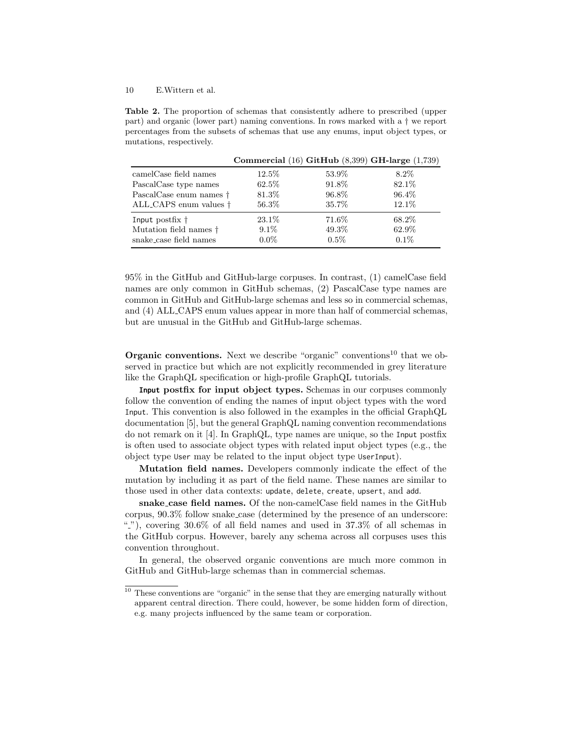**Table 2.** The proportion of schemas that consistently adhere to prescribed (upper part) and organic (lower part) naming conventions. In rows marked with a † we report percentages from the subsets of schemas that use any enums, input object types, or mutations, respectively.

| | **Commercial** (16) | **GitHub** (8,399) | **GH-large** (1,739) |
|---|---|---|---|
| camelCase field names | 12.5% | 53.9% | 8.2% |
| PascalCase type names | 62.5% | 91.8% | 82.1% |
| PascalCase enum names † | 81.3% | 96.8% | 96.4% |
| ALL_CAPS enum values † | 56.3% | 35.7% | 12.1% |
| `Input` postfix † | 23.1% | 71.6% | 68.2% |
| Mutation field names † | 9.1% | 49.3% | 62.9% |
| snake_case field names | 0.0% | 0.5% | 0.1% |

95% in the GitHub and GitHub-large corpuses. In contrast, (1) camelCase field names are only common in GitHub schemas, (2) PascalCase type names are common in GitHub and GitHub-large schemas and less so in commercial schemas, and (4) ALL_CAPS enum values appear in more than half of commercial schemas, but are unusual in the GitHub and GitHub-large schemas.

**Organic conventions.** Next we describe "organic" conventions[10] that we observed in practice but which are not explicitly recommended in grey literature like the GraphQL specification or high-profile GraphQL tutorials.

**`Input` postfix for input object types.** Schemas in our corpuses commonly follow the convention of ending the names of input object types with the word `Input`. This convention is also followed in the examples in the official GraphQL documentation [5], but the general GraphQL naming convention recommendations do not remark on it [4]. In GraphQL, type names are unique, so the `Input` postfix is often used to associate object types with related input object types (e.g., the object type `User` may be related to the input object type `UserInput`).

**Mutation field names.** Developers commonly indicate the effect of the mutation by including it as part of the field name. These names are similar to those used in other data contexts: `update`, `delete`, `create`, `upsert`, and `add`.

**snake_case field names.** Of the non-camelCase field names in the GitHub corpus, 90.3% follow snake_case (determined by the presence of an underscore: "_"), covering 30.6% of all field names and used in 37.3% of all schemas in the GitHub corpus. However, barely any schema across all corpuses uses this convention throughout.

In general, the observed organic conventions are much more common in GitHub and GitHub-large schemas than in commercial schemas.

[10] These conventions are "organic" in the sense that they are emerging naturally without apparent central direction. There could, however, be some hidden form of direction, e.g. many projects influenced by the same team or corporation.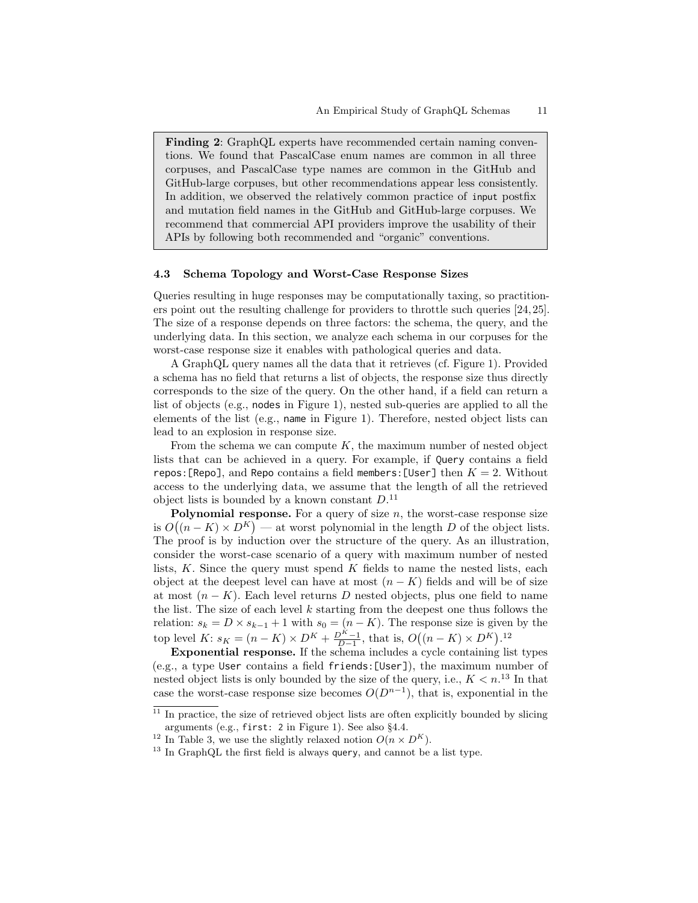> **Finding 2**: GraphQL experts have recommended certain naming conventions. We found that PascalCase enum names are common in all three corpuses, and PascalCase type names are common in the GitHub and GitHub-large corpuses, but other recommendations appear less consistently. In addition, we observed the relatively common practice of `input` postfix and mutation field names in the GitHub and GitHub-large corpuses. We recommend that commercial API providers improve the usability of their APIs by following both recommended and "organic" conventions.

### 4.3 Schema Topology and Worst-Case Response Sizes

Queries resulting in huge responses may be computationally taxing, so practitioners point out the resulting challenge for providers to throttle such queries [24, 25]. The size of a response depends on three factors: the schema, the query, and the underlying data. In this section, we analyze each schema in our corpuses for the worst-case response size it enables with pathological queries and data.

A GraphQL query names all the data that it retrieves (cf. Figure 1). Provided a schema has no field that returns a list of objects, the response size thus directly corresponds to the size of the query. On the other hand, if a field can return a list of objects (e.g., `nodes` in Figure 1), nested sub-queries are applied to all the elements of the list (e.g., `name` in Figure 1). Therefore, nested object lists can lead to an explosion in response size.

From the schema we can compute $K$, the maximum number of nested object lists that can be achieved in a query. For example, if `Query` contains a field `repos:[Repo]`, and `Repo` contains a field `members:[User]` then $K = 2$. Without access to the underlying data, we assume that the length of all the retrieved object lists is bounded by a known constant $D$.[11]

**Polynomial response.** For a query of size $n$, the worst-case response size is $O\big((n-K) \times D^K\big)$ — at worst polynomial in the length $D$ of the object lists. The proof is by induction over the structure of the query. As an illustration, consider the worst-case scenario of a query with maximum number of nested lists, $K$. Since the query must spend $K$ fields to name the nested lists, each object at the deepest level can have at most $(n-K)$ fields and will be of size at most $(n-K)$. Each level returns $D$ nested objects, plus one field to name the list. The size of each level $k$ starting from the deepest one thus follows the relation: $s_k = D \times s_{k-1} + 1$ with $s_0 = (n-K)$. The response size is given by the top level $K$: $s_K = (n-K) \times D^K + \frac{D^K - 1}{D-1}$, that is, $O\big((n-K) \times D^K\big)$.[12]

**Exponential response.** If the schema includes a cycle containing list types (e.g., a type `User` contains a field `friends:[User]`), the maximum number of nested object lists is only bounded by the size of the query, i.e., $K < n$.[13] In that case the worst-case response size becomes $O(D^{n-1})$, that is, exponential in the

---

[11] In practice, the size of retrieved object lists are often explicitly bounded by slicing arguments (e.g., `first: 2` in Figure 1). See also §4.4.

[12] In Table 3, we use the slightly relaxed notion $O(n \times D^K)$.

[13] In GraphQL the first field is always `query`, and cannot be a list type.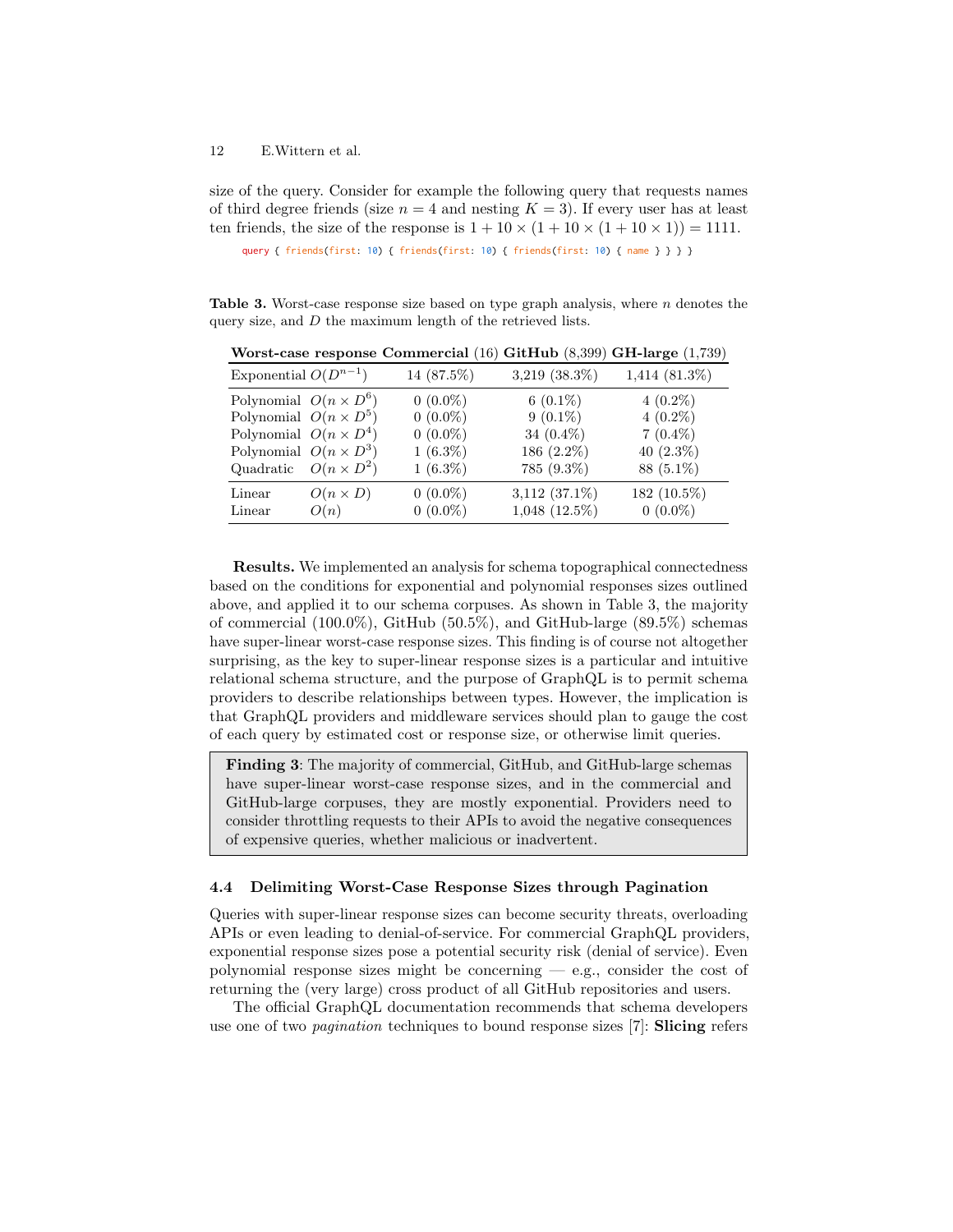size of the query. Consider for example the following query that requests names of third degree friends (size $n = 4$ and nesting $K = 3$). If every user has at least ten friends, the size of the response is $1 + 10 \times (1 + 10 \times (1 + 10 \times 1)) = 1111$.

```
query { friends(first: 10) { friends(first: 10) { friends(first: 10) { name } } } }
```

**Table 3.** Worst-case response size based on type graph analysis, where $n$ denotes the query size, and $D$ the maximum length of the retrieved lists.

| **Worst-case response** | | **Commercial** (16) | **GitHub** (8,399) | **GH-large** (1,739) |
|---|---|---|---|---|
| Exponential | $O(D^{n-1})$ | 14 (87.5%) | 3,219 (38.3%) | 1,414 (81.3%) |
| Polynomial | $O(n \times D^6)$ | 0 (0.0%) | 6 (0.1%) | 4 (0.2%) |
| Polynomial | $O(n \times D^5)$ | 0 (0.0%) | 9 (0.1%) | 4 (0.2%) |
| Polynomial | $O(n \times D^4)$ | 0 (0.0%) | 34 (0.4%) | 7 (0.4%) |
| Polynomial | $O(n \times D^3)$ | 1 (6.3%) | 186 (2.2%) | 40 (2.3%) |
| Quadratic | $O(n \times D^2)$ | 1 (6.3%) | 785 (9.3%) | 88 (5.1%) |
| Linear | $O(n \times D)$ | 0 (0.0%) | 3,112 (37.1%) | 182 (10.5%) |
| Linear | $O(n)$ | 0 (0.0%) | 1,048 (12.5%) | 0 (0.0%) |

**Results.** We implemented an analysis for schema topographical connectedness based on the conditions for exponential and polynomial responses sizes outlined above, and applied it to our schema corpuses. As shown in Table 3, the majority of commercial (100.0%), GitHub (50.5%), and GitHub-large (89.5%) schemas have super-linear worst-case response sizes. This finding is of course not altogether surprising, as the key to super-linear response sizes is a particular and intuitive relational schema structure, and the purpose of GraphQL is to permit schema providers to describe relationships between types. However, the implication is that GraphQL providers and middleware services should plan to gauge the cost of each query by estimated cost or response size, or otherwise limit queries.

> **Finding 3**: The majority of commercial, GitHub, and GitHub-large schemas have super-linear worst-case response sizes, and in the commercial and GitHub-large corpuses, they are mostly exponential. Providers need to consider throttling requests to their APIs to avoid the negative consequences of expensive queries, whether malicious or inadvertent.

### 4.4 Delimiting Worst-Case Response Sizes through Pagination

Queries with super-linear response sizes can become security threats, overloading APIs or even leading to denial-of-service. For commercial GraphQL providers, exponential response sizes pose a potential security risk (denial of service). Even polynomial response sizes might be concerning — e.g., consider the cost of returning the (very large) cross product of all GitHub repositories and users.

The official GraphQL documentation recommends that schema developers use one of two *pagination* techniques to bound response sizes [7]: **Slicing** refers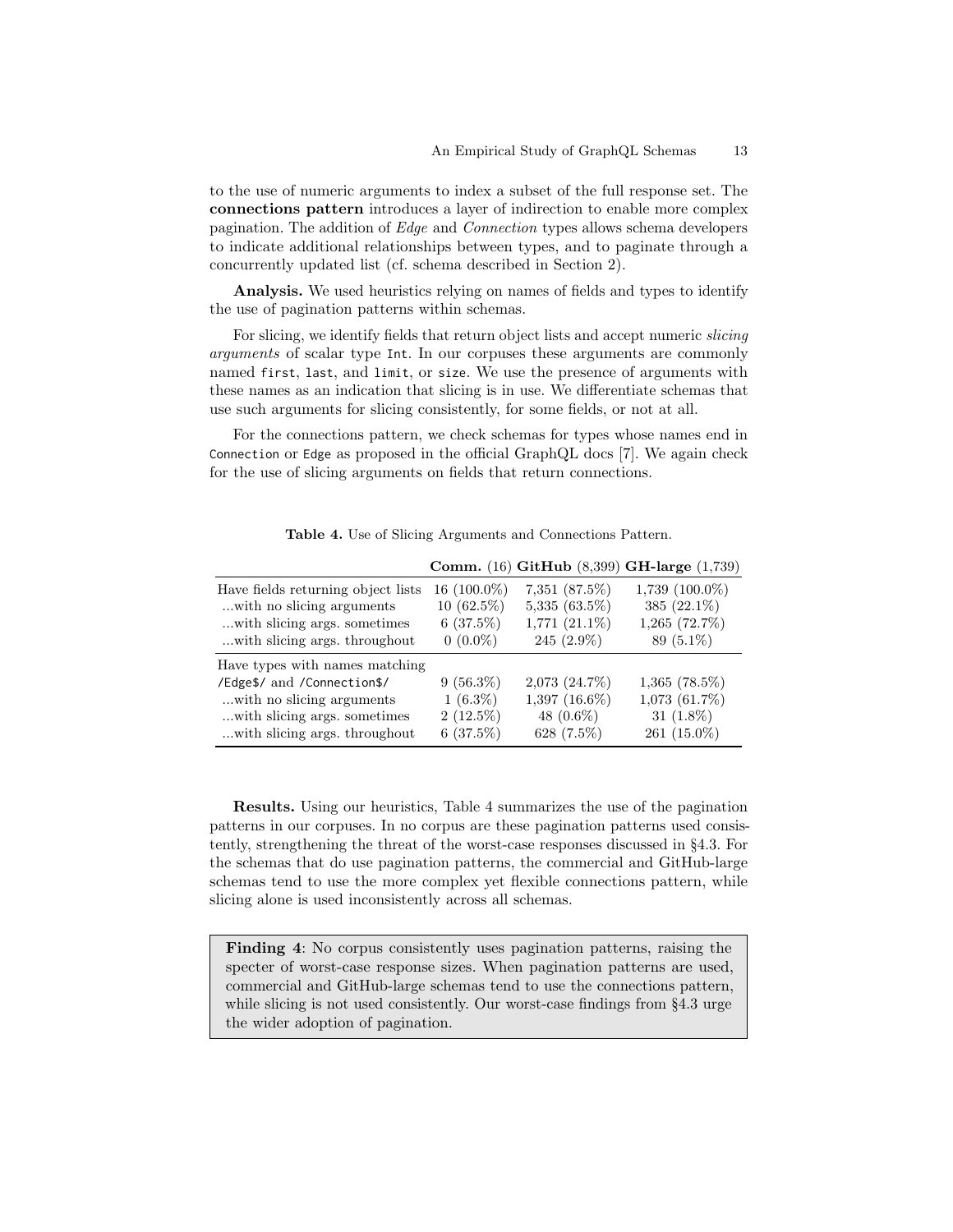to the use of numeric arguments to index a subset of the full response set. The **connections pattern** introduces a layer of indirection to enable more complex pagination. The addition of *Edge* and *Connection* types allows schema developers to indicate additional relationships between types, and to paginate through a concurrently updated list (cf. schema described in Section 2).

**Analysis.** We used heuristics relying on names of fields and types to identify the use of pagination patterns within schemas.

For slicing, we identify fields that return object lists and accept numeric *slicing arguments* of scalar type `Int`. In our corpuses these arguments are commonly named `first`, `last`, and `limit`, or `size`. We use the presence of arguments with these names as an indication that slicing is in use. We differentiate schemas that use such arguments for slicing consistently, for some fields, or not at all.

For the connections pattern, we check schemas for types whose names end in `Connection` or `Edge` as proposed in the official GraphQL docs [7]. We again check for the use of slicing arguments on fields that return connections.

**Table 4.** Use of Slicing Arguments and Connections Pattern.

| | **Comm.** (16) | **GitHub** (8,399) | **GH-large** (1,739) |
|---|---|---|---|
| Have fields returning object lists | 16 (100.0%) | 7,351 (87.5%) | 1,739 (100.0%) |
| ...with no slicing arguments | 10 (62.5%) | 5,335 (63.5%) | 385 (22.1%) |
| ...with slicing args. sometimes | 6 (37.5%) | 1,771 (21.1%) | 1,265 (72.7%) |
| ...with slicing args. throughout | 0 (0.0%) | 245 (2.9%) | 89 (5.1%) |
| Have types with names matching `/Edge$/` and `/Connection$/` | 9 (56.3%) | 2,073 (24.7%) | 1,365 (78.5%) |
| ...with no slicing arguments | 1 (6.3%) | 1,397 (16.6%) | 1,073 (61.7%) |
| ...with slicing args. sometimes | 2 (12.5%) | 48 (0.6%) | 31 (1.8%) |
| ...with slicing args. throughout | 6 (37.5%) | 628 (7.5%) | 261 (15.0%) |

**Results.** Using our heuristics, Table 4 summarizes the use of the pagination patterns in our corpuses. In no corpus are these pagination patterns used consistently, strengthening the threat of the worst-case responses discussed in §4.3. For the schemas that do use pagination patterns, the commercial and GitHub-large schemas tend to use the more complex yet flexible connections pattern, while slicing alone is used inconsistently across all schemas.

> **Finding 4**: No corpus consistently uses pagination patterns, raising the specter of worst-case response sizes. When pagination patterns are used, commercial and GitHub-large schemas tend to use the connections pattern, while slicing is not used consistently. Our worst-case findings from §4.3 urge the wider adoption of pagination.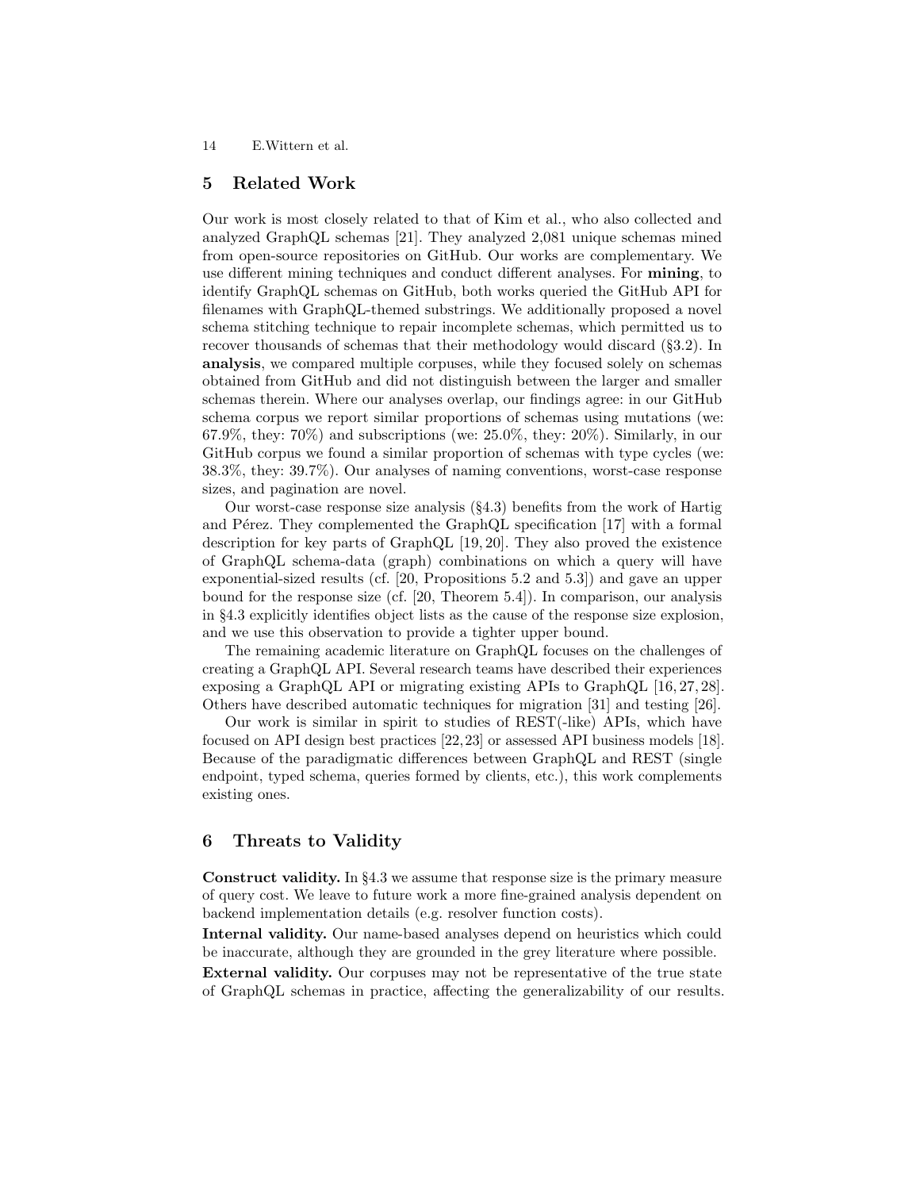## 5 Related Work

Our work is most closely related to that of Kim et al., who also collected and analyzed GraphQL schemas [21]. They analyzed 2,081 unique schemas mined from open-source repositories on GitHub. Our works are complementary. We use different mining techniques and conduct different analyses. For **mining**, to identify GraphQL schemas on GitHub, both works queried the GitHub API for filenames with GraphQL-themed substrings. We additionally proposed a novel schema stitching technique to repair incomplete schemas, which permitted us to recover thousands of schemas that their methodology would discard (§3.2). In **analysis**, we compared multiple corpuses, while they focused solely on schemas obtained from GitHub and did not distinguish between the larger and smaller schemas therein. Where our analyses overlap, our findings agree: in our GitHub schema corpus we report similar proportions of schemas using mutations (we: 67.9%, they: 70%) and subscriptions (we: 25.0%, they: 20%). Similarly, in our GitHub corpus we found a similar proportion of schemas with type cycles (we: 38.3%, they: 39.7%). Our analyses of naming conventions, worst-case response sizes, and pagination are novel.

Our worst-case response size analysis (§4.3) benefits from the work of Hartig and Pérez. They complemented the GraphQL specification [17] with a formal description for key parts of GraphQL [19, 20]. They also proved the existence of GraphQL schema-data (graph) combinations on which a query will have exponential-sized results (cf. [20, Propositions 5.2 and 5.3]) and gave an upper bound for the response size (cf. [20, Theorem 5.4]). In comparison, our analysis in §4.3 explicitly identifies object lists as the cause of the response size explosion, and we use this observation to provide a tighter upper bound.

The remaining academic literature on GraphQL focuses on the challenges of creating a GraphQL API. Several research teams have described their experiences exposing a GraphQL API or migrating existing APIs to GraphQL [16, 27, 28]. Others have described automatic techniques for migration [31] and testing [26].

Our work is similar in spirit to studies of REST(-like) APIs, which have focused on API design best practices [22, 23] or assessed API business models [18]. Because of the paradigmatic differences between GraphQL and REST (single endpoint, typed schema, queries formed by clients, etc.), this work complements existing ones.

## 6 Threats to Validity

**Construct validity.** In §4.3 we assume that response size is the primary measure of query cost. We leave to future work a more fine-grained analysis dependent on backend implementation details (e.g. resolver function costs).

**Internal validity.** Our name-based analyses depend on heuristics which could be inaccurate, although they are grounded in the grey literature where possible.

**External validity.** Our corpuses may not be representative of the true state of GraphQL schemas in practice, affecting the generalizability of our results.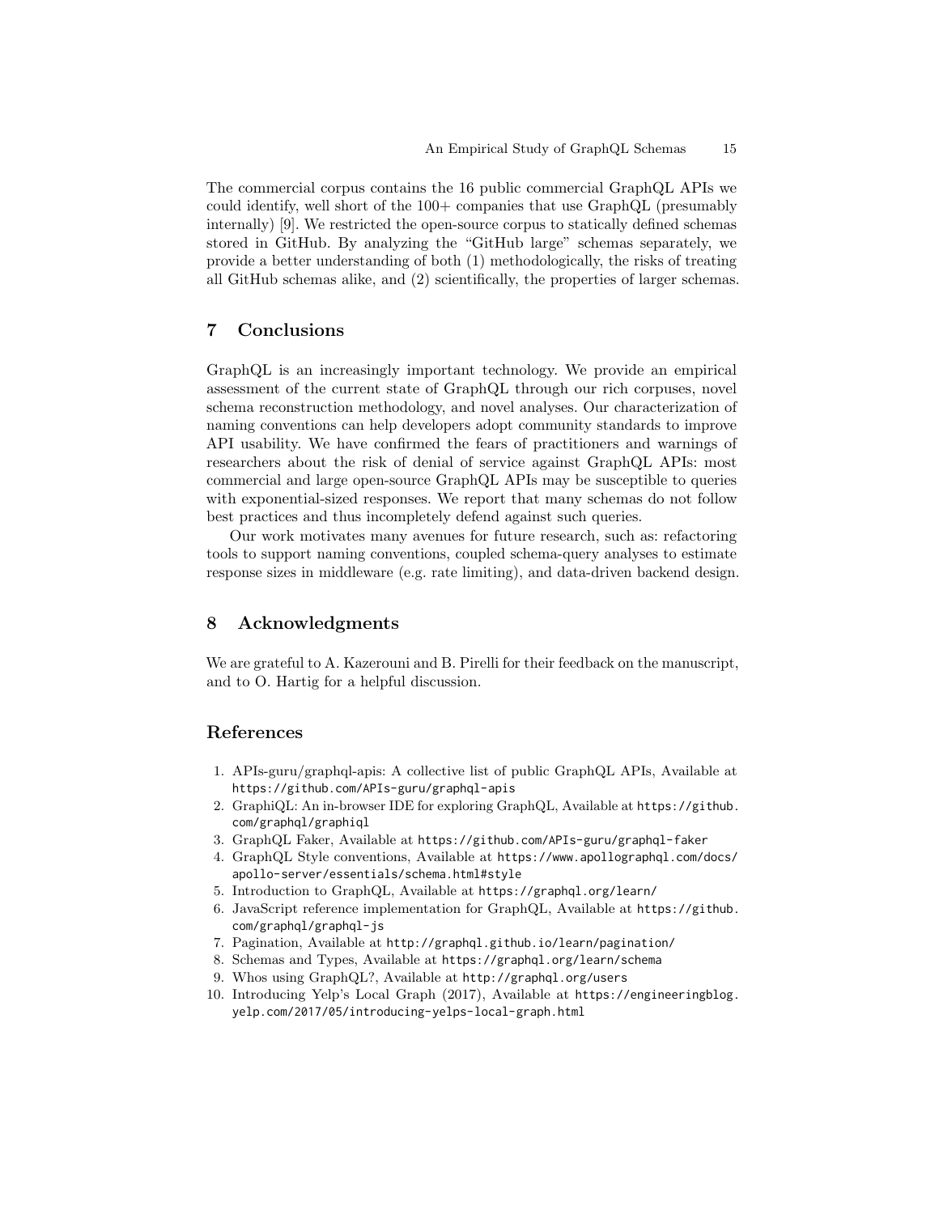The commercial corpus contains the 16 public commercial GraphQL APIs we could identify, well short of the 100+ companies that use GraphQL (presumably internally) [9]. We restricted the open-source corpus to statically defined schemas stored in GitHub. By analyzing the "GitHub large" schemas separately, we provide a better understanding of both (1) methodologically, the risks of treating all GitHub schemas alike, and (2) scientifically, the properties of larger schemas.

## 7 Conclusions

GraphQL is an increasingly important technology. We provide an empirical assessment of the current state of GraphQL through our rich corpuses, novel schema reconstruction methodology, and novel analyses. Our characterization of naming conventions can help developers adopt community standards to improve API usability. We have confirmed the fears of practitioners and warnings of researchers about the risk of denial of service against GraphQL APIs: most commercial and large open-source GraphQL APIs may be susceptible to queries with exponential-sized responses. We report that many schemas do not follow best practices and thus incompletely defend against such queries.

Our work motivates many avenues for future research, such as: refactoring tools to support naming conventions, coupled schema-query analyses to estimate response sizes in middleware (e.g. rate limiting), and data-driven backend design.

## 8 Acknowledgments

We are grateful to A. Kazerouni and B. Pirelli for their feedback on the manuscript, and to O. Hartig for a helpful discussion.

## References

1. APIs-guru/graphql-apis: A collective list of public GraphQL APIs, Available at https://github.com/APIs-guru/graphql-apis
2. GraphiQL: An in-browser IDE for exploring GraphQL, Available at https://github.com/graphql/graphiql
3. GraphQL Faker, Available at https://github.com/APIs-guru/graphql-faker
4. GraphQL Style conventions, Available at https://www.apollographql.com/docs/apollo-server/essentials/schema.html#style
5. Introduction to GraphQL, Available at https://graphql.org/learn/
6. JavaScript reference implementation for GraphQL, Available at https://github.com/graphql/graphql-js
7. Pagination, Available at http://graphql.github.io/learn/pagination/
8. Schemas and Types, Available at https://graphql.org/learn/schema
9. Whos using GraphQL?, Available at http://graphql.org/users
10. Introducing Yelp's Local Graph (2017), Available at https://engineeringblog.yelp.com/2017/05/introducing-yelps-local-graph.html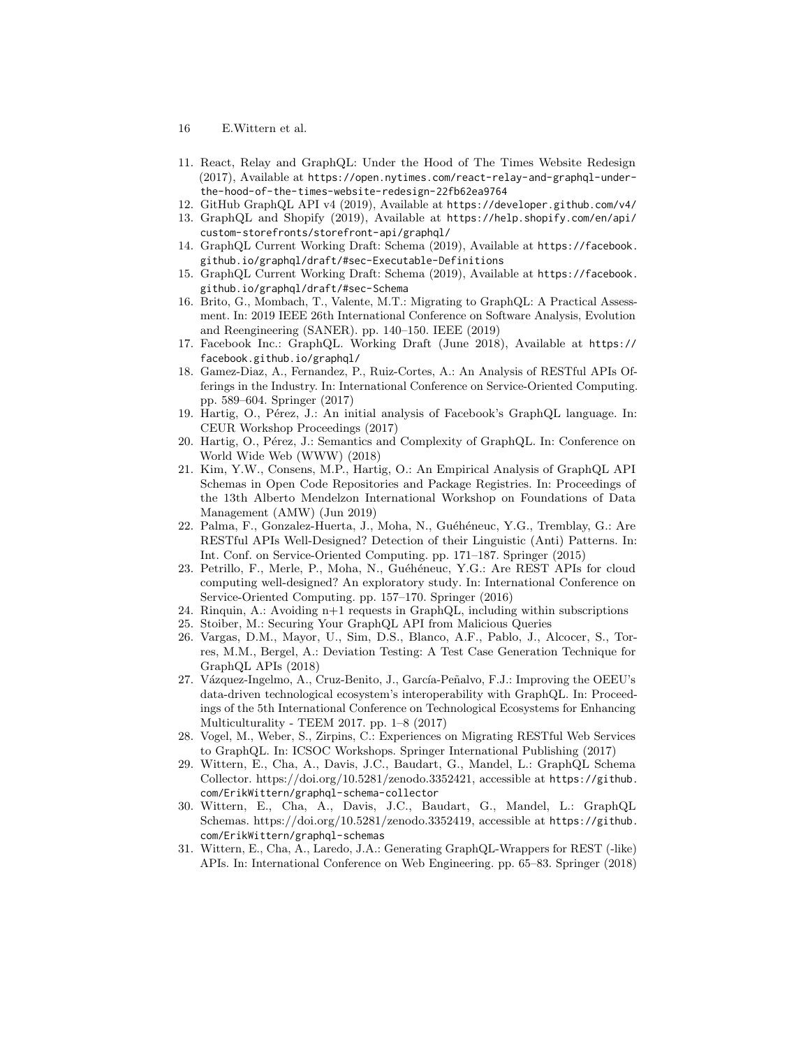11. React, Relay and GraphQL: Under the Hood of The Times Website Redesign (2017), Available at https://open.nytimes.com/react-relay-and-graphql-under-the-hood-of-the-times-website-redesign-22fb62ea9764
12. GitHub GraphQL API v4 (2019), Available at https://developer.github.com/v4/
13. GraphQL and Shopify (2019), Available at https://help.shopify.com/en/api/custom-storefronts/storefront-api/graphql/
14. GraphQL Current Working Draft: Schema (2019), Available at https://facebook.github.io/graphql/draft/#sec-Executable-Definitions
15. GraphQL Current Working Draft: Schema (2019), Available at https://facebook.github.io/graphql/draft/#sec-Schema
16. Brito, G., Mombach, T., Valente, M.T.: Migrating to GraphQL: A Practical Assessment. In: 2019 IEEE 26th International Conference on Software Analysis, Evolution and Reengineering (SANER). pp. 140–150. IEEE (2019)
17. Facebook Inc.: GraphQL. Working Draft (June 2018), Available at https://facebook.github.io/graphql/
18. Gamez-Diaz, A., Fernandez, P., Ruiz-Cortes, A.: An Analysis of RESTful APIs Offerings in the Industry. In: International Conference on Service-Oriented Computing. pp. 589–604. Springer (2017)
19. Hartig, O., Pérez, J.: An initial analysis of Facebook's GraphQL language. In: CEUR Workshop Proceedings (2017)
20. Hartig, O., Pérez, J.: Semantics and Complexity of GraphQL. In: Conference on World Wide Web (WWW) (2018)
21. Kim, Y.W., Consens, M.P., Hartig, O.: An Empirical Analysis of GraphQL API Schemas in Open Code Repositories and Package Registries. In: Proceedings of the 13th Alberto Mendelzon International Workshop on Foundations of Data Management (AMW) (Jun 2019)
22. Palma, F., Gonzalez-Huerta, J., Moha, N., Guéhéneuc, Y.G., Tremblay, G.: Are RESTful APIs Well-Designed? Detection of their Linguistic (Anti) Patterns. In: Int. Conf. on Service-Oriented Computing. pp. 171–187. Springer (2015)
23. Petrillo, F., Merle, P., Moha, N., Guéhéneuc, Y.G.: Are REST APIs for cloud computing well-designed? An exploratory study. In: International Conference on Service-Oriented Computing. pp. 157–170. Springer (2016)
24. Rinquin, A.: Avoiding n+1 requests in GraphQL, including within subscriptions
25. Stoiber, M.: Securing Your GraphQL API from Malicious Queries
26. Vargas, D.M., Mayor, U., Sim, D.S., Blanco, A.F., Pablo, J., Alcocer, S., Torres, M.M., Bergel, A.: Deviation Testing: A Test Case Generation Technique for GraphQL APIs (2018)
27. Vázquez-Ingelmo, A., Cruz-Benito, J., García-Peñalvo, F.J.: Improving the OEEU's data-driven technological ecosystem's interoperability with GraphQL. In: Proceedings of the 5th International Conference on Technological Ecosystems for Enhancing Multiculturality - TEEM 2017. pp. 1–8 (2017)
28. Vogel, M., Weber, S., Zirpins, C.: Experiences on Migrating RESTful Web Services to GraphQL. In: ICSOC Workshops. Springer International Publishing (2017)
29. Wittern, E., Cha, A., Davis, J.C., Baudart, G., Mandel, L.: GraphQL Schema Collector. https://doi.org/10.5281/zenodo.3352421, accessible at https://github.com/ErikWittern/graphql-schema-collector
30. Wittern, E., Cha, A., Davis, J.C., Baudart, G., Mandel, L.: GraphQL Schemas. https://doi.org/10.5281/zenodo.3352419, accessible at https://github.com/ErikWittern/graphql-schemas
31. Wittern, E., Cha, A., Laredo, J.A.: Generating GraphQL-Wrappers for REST (-like) APIs. In: International Conference on Web Engineering. pp. 65–83. Springer (2018)